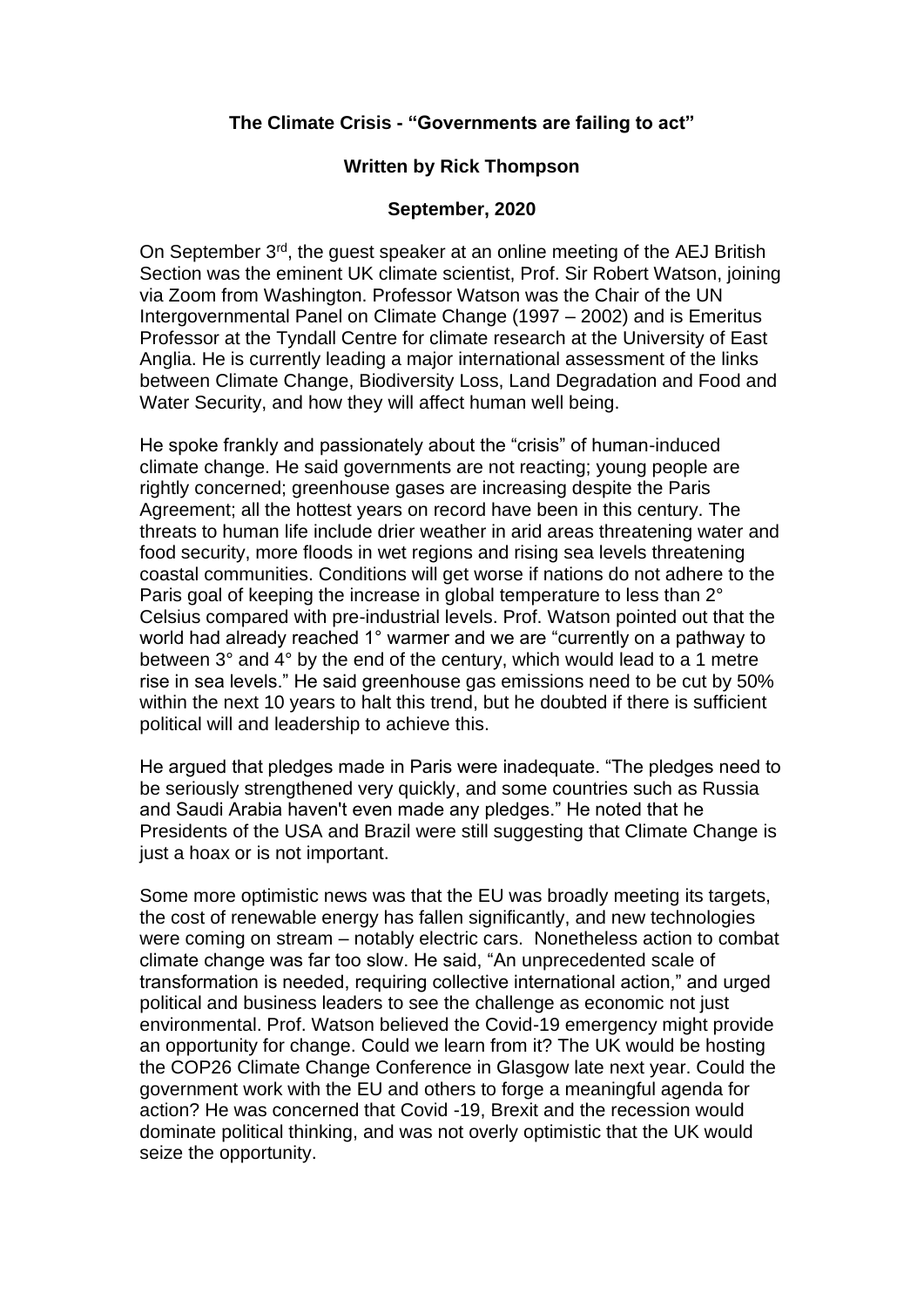# The Climate Crisis - "Governments are failing to act"

**Written by Rick Thompson**

**September, 2020**

On September 3rd, the guest speaker at an online meeting of the AEJ British Section was the eminent UK climate scientist, Prof. Sir Robert Watson, joining via Zoom from Washington. Professor Watson was the Chair of the UN Intergovernmental Panel on Climate Change (1997 – 2002) and is Emeritus Professor at the Tyndall Centre for climate research at the University of East Anglia. He is currently leading a major international assessment of the links between Climate Change, Biodiversity Loss, Land Degradation and Food and Water Security, and how they will affect human well being.

He spoke frankly and passionately about the "crisis" of human-induced climate change. He said governments are not reacting; young people are rightly concerned; greenhouse gases are increasing despite the Paris Agreement; all the hottest years on record have been in this century. The threats to human life include drier weather in arid areas threatening water and food security, more floods in wet regions and rising sea levels threatening coastal communities. Conditions will get worse if nations do not adhere to the Paris goal of keeping the increase in global temperature to less than 2° Celsius compared with pre-industrial levels. Prof. Watson pointed out that the world had already reached 1° warmer and we are "currently on a pathway to between 3° and 4° by the end of the century, which would lead to a 1 metre rise in sea levels." He said greenhouse gas emissions need to be cut by 50% within the next 10 years to halt this trend, but he doubted if there is sufficient political will and leadership to achieve this.

He argued that pledges made in Paris were inadequate. "The pledges need to be seriously strengthened very quickly, and some countries such as Russia and Saudi Arabia haven't even made any pledges." He noted that he Presidents of the USA and Brazil were still suggesting that Climate Change is just a hoax or is not important.

Some more optimistic news was that the EU was broadly meeting its targets, the cost of renewable energy has fallen significantly, and new technologies were coming on stream – notably electric cars. Nonetheless action to combat climate change was far too slow. He said, "An unprecedented scale of transformation is needed, requiring collective international action," and urged political and business leaders to see the challenge as economic not just environmental. Prof. Watson believed the Covid-19 emergency might provide an opportunity for change. Could we learn from it? The UK would be hosting the COP26 Climate Change Conference in Glasgow late next year. Could the government work with the EU and others to forge a meaningful agenda for action? He was concerned that Covid -19, Brexit and the recession would dominate political thinking, and was not overly optimistic that the UK would seize the opportunity.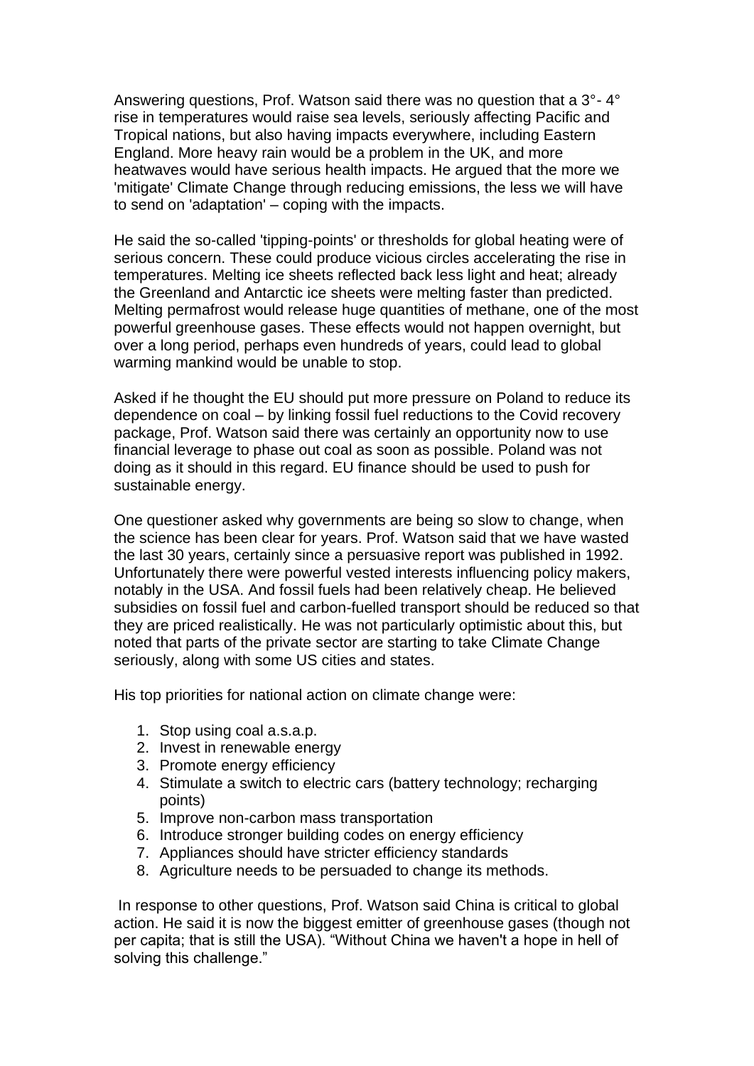Answering questions, Prof. Watson said there was no question that a 3°- 4° rise in temperatures would raise sea levels, seriously affecting Pacific and Tropical nations, but also having impacts everywhere, including Eastern England. More heavy rain would be a problem in the UK, and more heatwaves would have serious health impacts. He argued that the more we 'mitigate' Climate Change through reducing emissions, the less we will have to send on 'adaptation' – coping with the impacts.

He said the so-called 'tipping-points' or thresholds for global heating were of serious concern. These could produce vicious circles accelerating the rise in temperatures. Melting ice sheets reflected back less light and heat; already the Greenland and Antarctic ice sheets were melting faster than predicted. Melting permafrost would release huge quantities of methane, one of the most powerful greenhouse gases. These effects would not happen overnight, but over a long period, perhaps even hundreds of years, could lead to global warming mankind would be unable to stop.

Asked if he thought the EU should put more pressure on Poland to reduce its dependence on coal – by linking fossil fuel reductions to the Covid recovery package, Prof. Watson said there was certainly an opportunity now to use financial leverage to phase out coal as soon as possible. Poland was not doing as it should in this regard. EU finance should be used to push for sustainable energy.

One questioner asked why governments are being so slow to change, when the science has been clear for years. Prof. Watson said that we have wasted the last 30 years, certainly since a persuasive report was published in 1992. Unfortunately there were powerful vested interests influencing policy makers, notably in the USA. And fossil fuels had been relatively cheap. He believed subsidies on fossil fuel and carbon-fuelled transport should be reduced so that they are priced realistically. He was not particularly optimistic about this, but noted that parts of the private sector are starting to take Climate Change seriously, along with some US cities and states.

His top priorities for national action on climate change were:

1. Stop using coal a.s.a.p.
2. Invest in renewable energy
3. Promote energy efficiency
4. Stimulate a switch to electric cars (battery technology; recharging points)
5. Improve non-carbon mass transportation
6. Introduce stronger building codes on energy efficiency
7. Appliances should have stricter efficiency standards
8. Agriculture needs to be persuaded to change its methods.

In response to other questions, Prof. Watson said China is critical to global action. He said it is now the biggest emitter of greenhouse gases (though not per capita; that is still the USA). “Without China we haven't a hope in hell of solving this challenge.”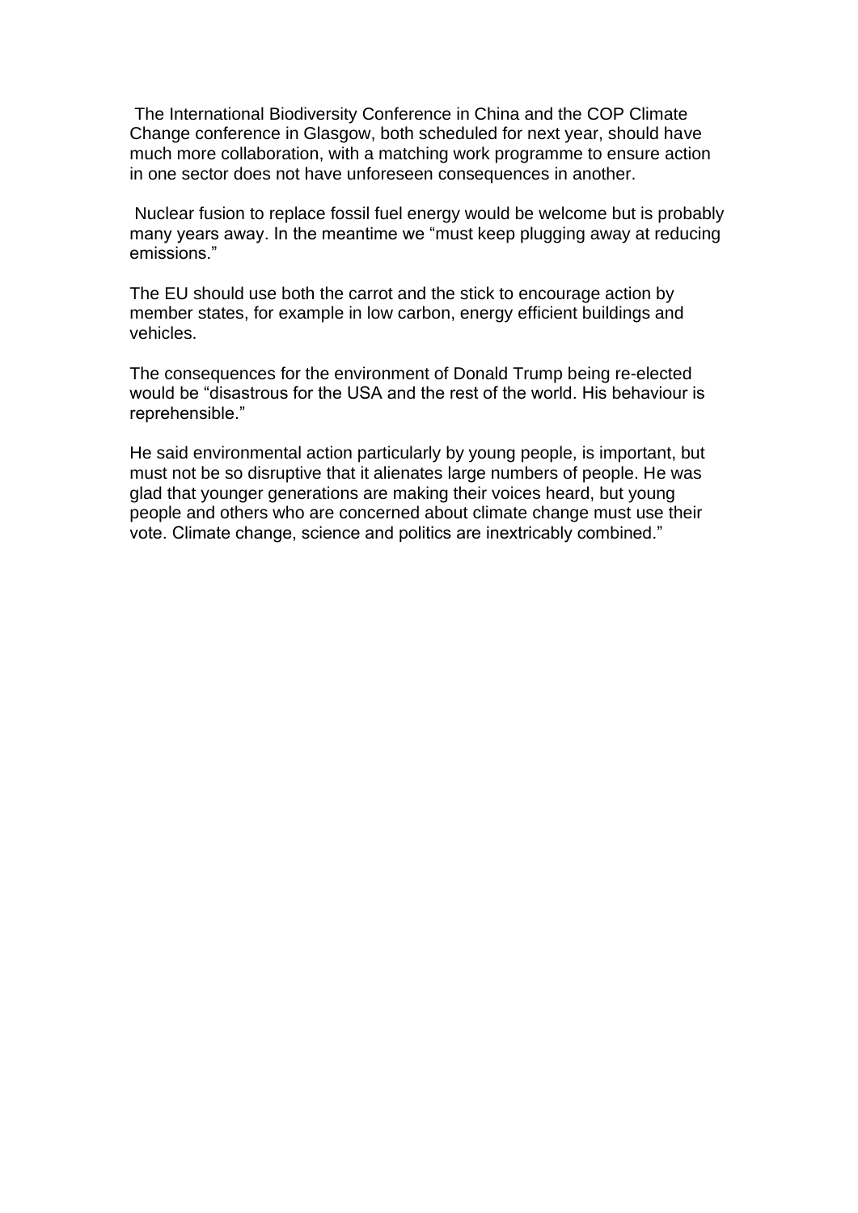The International Biodiversity Conference in China and the COP Climate Change conference in Glasgow, both scheduled for next year, should have much more collaboration, with a matching work programme to ensure action in one sector does not have unforeseen consequences in another.

Nuclear fusion to replace fossil fuel energy would be welcome but is probably many years away. In the meantime we "must keep plugging away at reducing emissions."

The EU should use both the carrot and the stick to encourage action by member states, for example in low carbon, energy efficient buildings and vehicles.

The consequences for the environment of Donald Trump being re-elected would be "disastrous for the USA and the rest of the world. His behaviour is reprehensible."

He said environmental action particularly by young people, is important, but must not be so disruptive that it alienates large numbers of people. He was glad that younger generations are making their voices heard, but young people and others who are concerned about climate change must use their vote. Climate change, science and politics are inextricably combined."